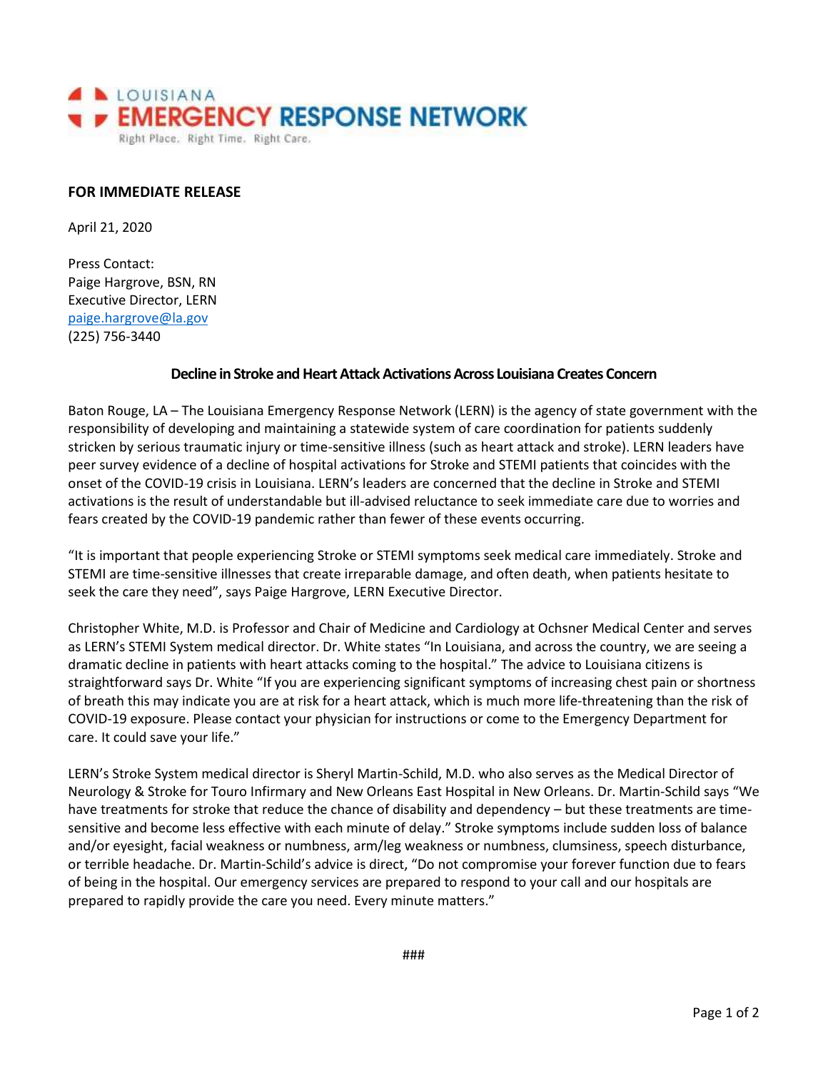LOUISIANA
EMERGENCY RESPONSE NETWORK
Right Place. Right Time. Right Care.

**FOR IMMEDIATE RELEASE**

April 21, 2020

Press Contact:
Paige Hargrove, BSN, RN
Executive Director, LERN
paige.hargrove@la.gov
(225) 756-3440

## Decline in Stroke and Heart Attack Activations Across Louisiana Creates Concern

Baton Rouge, LA – The Louisiana Emergency Response Network (LERN) is the agency of state government with the responsibility of developing and maintaining a statewide system of care coordination for patients suddenly stricken by serious traumatic injury or time-sensitive illness (such as heart attack and stroke). LERN leaders have peer survey evidence of a decline of hospital activations for Stroke and STEMI patients that coincides with the onset of the COVID-19 crisis in Louisiana. LERN's leaders are concerned that the decline in Stroke and STEMI activations is the result of understandable but ill-advised reluctance to seek immediate care due to worries and fears created by the COVID-19 pandemic rather than fewer of these events occurring.

"It is important that people experiencing Stroke or STEMI symptoms seek medical care immediately. Stroke and STEMI are time-sensitive illnesses that create irreparable damage, and often death, when patients hesitate to seek the care they need", says Paige Hargrove, LERN Executive Director.

Christopher White, M.D. is Professor and Chair of Medicine and Cardiology at Ochsner Medical Center and serves as LERN's STEMI System medical director. Dr. White states "In Louisiana, and across the country, we are seeing a dramatic decline in patients with heart attacks coming to the hospital." The advice to Louisiana citizens is straightforward says Dr. White "If you are experiencing significant symptoms of increasing chest pain or shortness of breath this may indicate you are at risk for a heart attack, which is much more life-threatening than the risk of COVID-19 exposure. Please contact your physician for instructions or come to the Emergency Department for care. It could save your life."

LERN's Stroke System medical director is Sheryl Martin-Schild, M.D. who also serves as the Medical Director of Neurology & Stroke for Touro Infirmary and New Orleans East Hospital in New Orleans. Dr. Martin-Schild says "We have treatments for stroke that reduce the chance of disability and dependency – but these treatments are time-sensitive and become less effective with each minute of delay." Stroke symptoms include sudden loss of balance and/or eyesight, facial weakness or numbness, arm/leg weakness or numbness, clumsiness, speech disturbance, or terrible headache. Dr. Martin-Schild's advice is direct, "Do not compromise your forever function due to fears of being in the hospital. Our emergency services are prepared to respond to your call and our hospitals are prepared to rapidly provide the care you need. Every minute matters."

###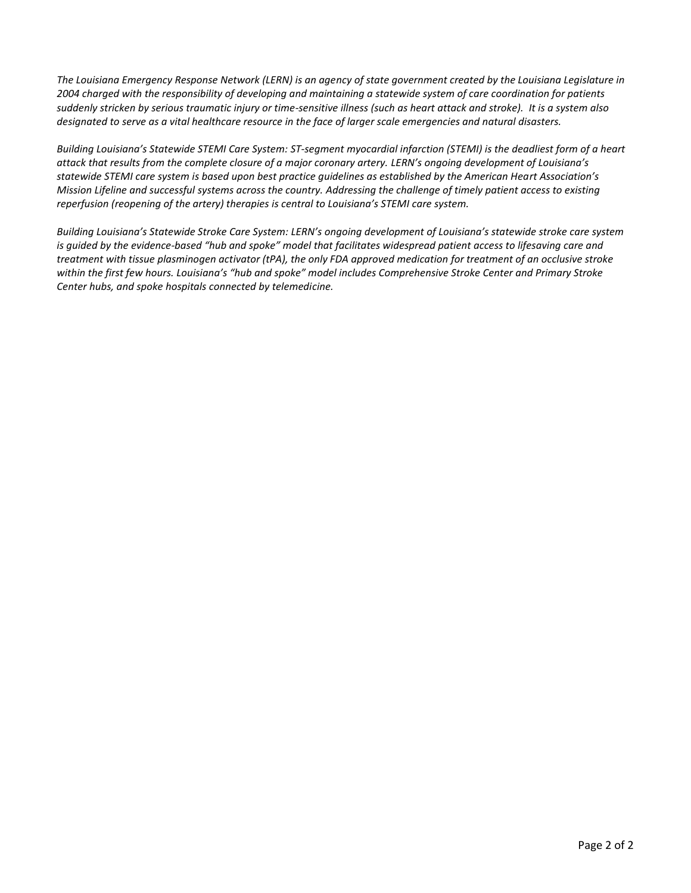*The Louisiana Emergency Response Network (LERN) is an agency of state government created by the Louisiana Legislature in 2004 charged with the responsibility of developing and maintaining a statewide system of care coordination for patients suddenly stricken by serious traumatic injury or time-sensitive illness (such as heart attack and stroke). It is a system also designated to serve as a vital healthcare resource in the face of larger scale emergencies and natural disasters.*

*Building Louisiana's Statewide STEMI Care System: ST-segment myocardial infarction (STEMI) is the deadliest form of a heart attack that results from the complete closure of a major coronary artery. LERN's ongoing development of Louisiana's statewide STEMI care system is based upon best practice guidelines as established by the American Heart Association's Mission Lifeline and successful systems across the country. Addressing the challenge of timely patient access to existing reperfusion (reopening of the artery) therapies is central to Louisiana's STEMI care system.*

*Building Louisiana's Statewide Stroke Care System: LERN's ongoing development of Louisiana's statewide stroke care system is guided by the evidence-based "hub and spoke" model that facilitates widespread patient access to lifesaving care and treatment with tissue plasminogen activator (tPA), the only FDA approved medication for treatment of an occlusive stroke within the first few hours. Louisiana's "hub and spoke" model includes Comprehensive Stroke Center and Primary Stroke Center hubs, and spoke hospitals connected by telemedicine.*